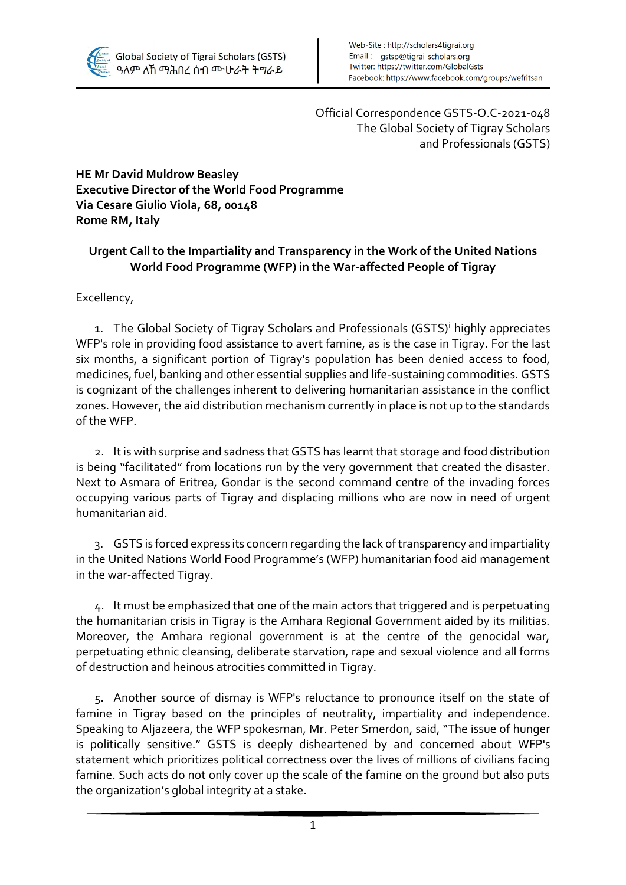Global Society of Tigrai Scholars (GSTS)
ዓለም ለኸ ማሕበረ ሰብ ሙሁራት ትግራይ

Web-Site : http://scholars4tigrai.org
Email : gstsp@tigrai-scholars.org
Twitter: https://twitter.com/GlobalGsts
Facebook: https://www.facebook.com/groups/wefritsan

Official Correspondence GSTS-O.C-2021-048
The Global Society of Tigray Scholars
and Professionals (GSTS)

**HE Mr David Muldrow Beasley**
**Executive Director of the World Food Programme**
**Via Cesare Giulio Viola, 68, 00148**
**Rome RM, Italy**

**Urgent Call to the Impartiality and Transparency in the Work of the United Nations World Food Programme (WFP) in the War-affected People of Tigray**

Excellency,

1. The Global Society of Tigray Scholars and Professionals (GSTS)[i] highly appreciates WFP's role in providing food assistance to avert famine, as is the case in Tigray. For the last six months, a significant portion of Tigray's population has been denied access to food, medicines, fuel, banking and other essential supplies and life-sustaining commodities. GSTS is cognizant of the challenges inherent to delivering humanitarian assistance in the conflict zones. However, the aid distribution mechanism currently in place is not up to the standards of the WFP.

2. It is with surprise and sadness that GSTS has learnt that storage and food distribution is being "facilitated" from locations run by the very government that created the disaster. Next to Asmara of Eritrea, Gondar is the second command centre of the invading forces occupying various parts of Tigray and displacing millions who are now in need of urgent humanitarian aid.

3. GSTS is forced express its concern regarding the lack of transparency and impartiality in the United Nations World Food Programme's (WFP) humanitarian food aid management in the war-affected Tigray.

4. It must be emphasized that one of the main actors that triggered and is perpetuating the humanitarian crisis in Tigray is the Amhara Regional Government aided by its militias. Moreover, the Amhara regional government is at the centre of the genocidal war, perpetuating ethnic cleansing, deliberate starvation, rape and sexual violence and all forms of destruction and heinous atrocities committed in Tigray.

5. Another source of dismay is WFP's reluctance to pronounce itself on the state of famine in Tigray based on the principles of neutrality, impartiality and independence. Speaking to Aljazeera, the WFP spokesman, Mr. Peter Smerdon, said, "The issue of hunger is politically sensitive." GSTS is deeply disheartened by and concerned about WFP's statement which prioritizes political correctness over the lives of millions of civilians facing famine. Such acts do not only cover up the scale of the famine on the ground but also puts the organization's global integrity at a stake.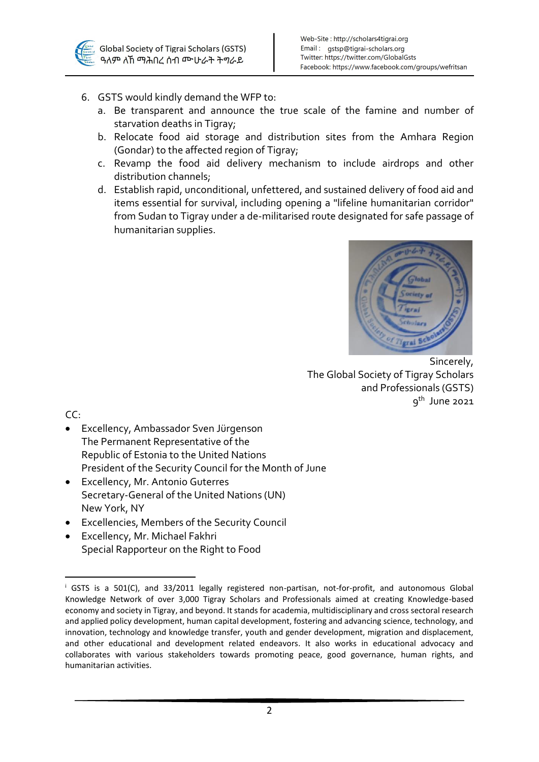6. GSTS would kindly demand the WFP to:
   a. Be transparent and announce the true scale of the famine and number of starvation deaths in Tigray;
   b. Relocate food aid storage and distribution sites from the Amhara Region (Gondar) to the affected region of Tigray;
   c. Revamp the food aid delivery mechanism to include airdrops and other distribution channels;
   d. Establish rapid, unconditional, unfettered, and sustained delivery of food aid and items essential for survival, including opening a "lifeline humanitarian corridor" from Sudan to Tigray under a de-militarised route designated for safe passage of humanitarian supplies.

Sincerely,
The Global Society of Tigray Scholars and Professionals (GSTS)
9th June 2021

CC:

- Excellency, Ambassador Sven Jürgenson
  The Permanent Representative of the Republic of Estonia to the United Nations
  President of the Security Council for the Month of June
- Excellency, Mr. Antonio Guterres
  Secretary-General of the United Nations (UN)
  New York, NY
- Excellencies, Members of the Security Council
- Excellency, Mr. Michael Fakhri
  Special Rapporteur on the Right to Food

---

[i] GSTS is a 501(C), and 33/2011 legally registered non-partisan, not-for-profit, and autonomous Global Knowledge Network of over 3,000 Tigray Scholars and Professionals aimed at creating Knowledge-based economy and society in Tigray, and beyond. It stands for academia, multidisciplinary and cross sectoral research and applied policy development, human capital development, fostering and advancing science, technology, and innovation, technology and knowledge transfer, youth and gender development, migration and displacement, and other educational and development related endeavors. It also works in educational advocacy and collaborates with various stakeholders towards promoting peace, good governance, human rights, and humanitarian activities.